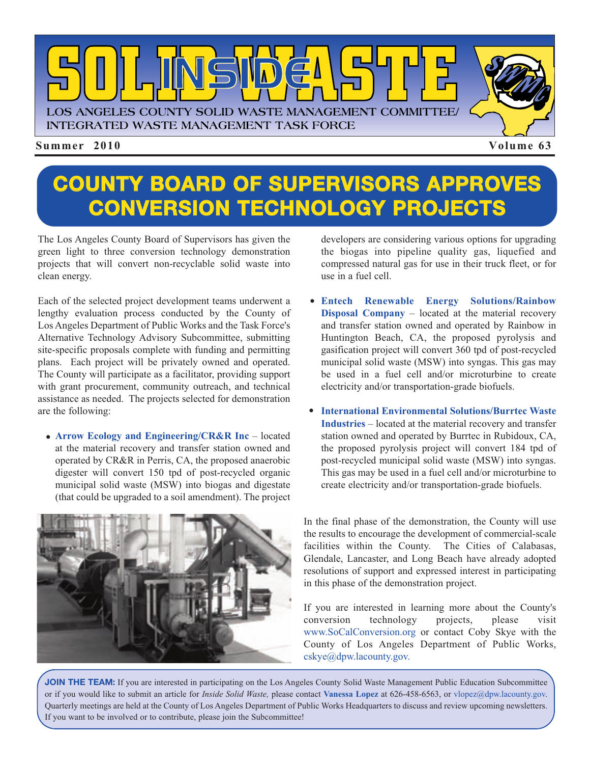# INSIDE SOLID WASTE

LOS ANGELES COUNTY SOLID WASTE MANAGEMENT COMMITTEE/ INTEGRATED WASTE MANAGEMENT TASK FORCE

**Summer 2010** **Volume 63**

## COUNTY BOARD OF SUPERVISORS APPROVES CONVERSION TECHNOLOGY PROJECTS

The Los Angeles County Board of Supervisors has given the green light to three conversion technology demonstration projects that will convert non-recyclable solid waste into clean energy.

Each of the selected project development teams underwent a lengthy evaluation process conducted by the County of Los Angeles Department of Public Works and the Task Force's Alternative Technology Advisory Subcommittee, submitting site-specific proposals complete with funding and permitting plans. Each project will be privately owned and operated. The County will participate as a facilitator, providing support with grant procurement, community outreach, and technical assistance as needed. The projects selected for demonstration are the following:

- **Arrow Ecology and Engineering/CR&R Inc** – located at the material recovery and transfer station owned and operated by CR&R in Perris, CA, the proposed anaerobic digester will convert 150 tpd of post-recycled organic municipal solid waste (MSW) into biogas and digestate (that could be upgraded to a soil amendment). The project developers are considering various options for upgrading the biogas into pipeline quality gas, liquefied and compressed natural gas for use in their truck fleet, or for use in a fuel cell.
- **Entech Renewable Energy Solutions/Rainbow Disposal Company** – located at the material recovery and transfer station owned and operated by Rainbow in Huntington Beach, CA, the proposed pyrolysis and gasification project will convert 360 tpd of post-recycled municipal solid waste (MSW) into syngas. This gas may be used in a fuel cell and/or microturbine to create electricity and/or transportation-grade biofuels.
- **International Environmental Solutions/Burrtec Waste Industries** – located at the material recovery and transfer station owned and operated by Burrtec in Rubidoux, CA, the proposed pyrolysis project will convert 184 tpd of post-recycled municipal solid waste (MSW) into syngas. This gas may be used in a fuel cell and/or microturbine to create electricity and/or transportation-grade biofuels.

In the final phase of the demonstration, the County will use the results to encourage the development of commercial-scale facilities within the County. The Cities of Calabasas, Glendale, Lancaster, and Long Beach have adopted resolutions of support and expressed interest in participating in this phase of the demonstration project.

If you are interested in learning more about the County's conversion technology projects, please visit www.SoCalConversion.org or contact Coby Skye with the County of Los Angeles Department of Public Works, cskye@dpw.lacounty.gov.

**JOIN THE TEAM:** If you are interested in participating on the Los Angeles County Solid Waste Management Public Education Subcommittee or if you would like to submit an article for *Inside Solid Waste,* please contact **Vanessa Lopez** at 626-458-6563, or vlopez@dpw.lacounty.gov. Quarterly meetings are held at the County of Los Angeles Department of Public Works Headquarters to discuss and review upcoming newsletters. If you want to be involved or to contribute, please join the Subcommittee!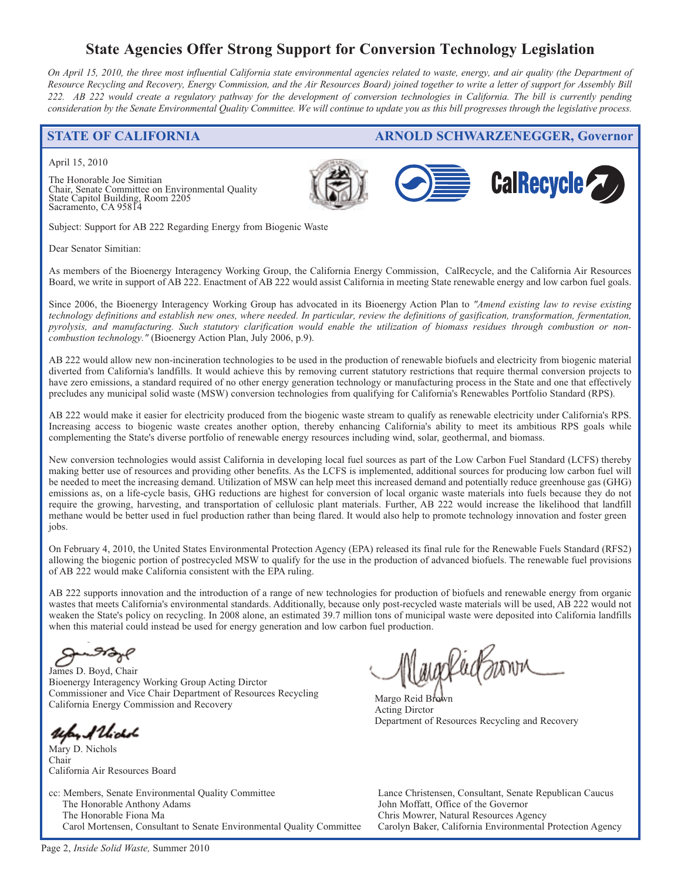# State Agencies Offer Strong Support for Conversion Technology Legislation

*On April 15, 2010, the three most influential California state environmental agencies related to waste, energy, and air quality (the Department of Resource Recycling and Recovery, Energy Commission, and the Air Resources Board) joined together to write a letter of support for Assembly Bill 222. AB 222 would create a regulatory pathway for the development of conversion technologies in California. The bill is currently pending consideration by the Senate Environmental Quality Committee. We will continue to update you as this bill progresses through the legislative process.*

**STATE OF CALIFORNIA** **ARNOLD SCHWARZENEGGER, Governor**

April 15, 2010

The Honorable Joe Simitian
Chair, Senate Committee on Environmental Quality
State Capitol Building, Room 2205
Sacramento, CA 95814

CalRecycle

Subject: Support for AB 222 Regarding Energy from Biogenic Waste

Dear Senator Simitian:

As members of the Bioenergy Interagency Working Group, the California Energy Commission, CalRecycle, and the California Air Resources Board, we write in support of AB 222. Enactment of AB 222 would assist California in meeting State renewable energy and low carbon fuel goals.

Since 2006, the Bioenergy Interagency Working Group has advocated in its Bioenergy Action Plan to *"Amend existing law to revise existing technology definitions and establish new ones, where needed. In particular, review the definitions of gasification, transformation, fermentation, pyrolysis, and manufacturing. Such statutory clarification would enable the utilization of biomass residues through combustion or non-combustion technology."* (Bioenergy Action Plan, July 2006, p.9).

AB 222 would allow new non-incineration technologies to be used in the production of renewable biofuels and electricity from biogenic material diverted from California's landfills. It would achieve this by removing current statutory restrictions that require thermal conversion projects to have zero emissions, a standard required of no other energy generation technology or manufacturing process in the State and one that effectively precludes any municipal solid waste (MSW) conversion technologies from qualifying for California's Renewables Portfolio Standard (RPS).

AB 222 would make it easier for electricity produced from the biogenic waste stream to qualify as renewable electricity under California's RPS. Increasing access to biogenic waste creates another option, thereby enhancing California's ability to meet its ambitious RPS goals while complementing the State's diverse portfolio of renewable energy resources including wind, solar, geothermal, and biomass.

New conversion technologies would assist California in developing local fuel sources as part of the Low Carbon Fuel Standard (LCFS) thereby making better use of resources and providing other benefits. As the LCFS is implemented, additional sources for producing low carbon fuel will be needed to meet the increasing demand. Utilization of MSW can help meet this increased demand and potentially reduce greenhouse gas (GHG) emissions as, on a life-cycle basis, GHG reductions are highest for conversion of local organic waste materials into fuels because they do not require the growing, harvesting, and transportation of cellulosic plant materials. Further, AB 222 would increase the likelihood that landfill methane would be better used in fuel production rather than being flared. It would also help to promote technology innovation and foster green jobs.

On February 4, 2010, the United States Environmental Protection Agency (EPA) released its final rule for the Renewable Fuels Standard (RFS2) allowing the biogenic portion of postrecycled MSW to qualify for the use in the production of advanced biofuels. The renewable fuel provisions of AB 222 would make California consistent with the EPA ruling.

AB 222 supports innovation and the introduction of a range of new technologies for production of biofuels and renewable energy from organic wastes that meets California's environmental standards. Additionally, because only post-recycled waste materials will be used, AB 222 would not weaken the State's policy on recycling. In 2008 alone, an estimated 39.7 million tons of municipal waste were deposited into California landfills when this material could instead be used for energy generation and low carbon fuel production.

James D. Boyd, Chair
Bioenergy Interagency Working Group Acting Dirctor
Commissioner and Vice Chair Department of Resources Recycling
California Energy Commission and Recovery

Margo Reid Brown
Acting Dirctor
Department of Resources Recycling and Recovery

Mary D. Nichols
Chair
California Air Resources Board

cc: Members, Senate Environmental Quality Committee
The Honorable Anthony Adams
The Honorable Fiona Ma
Carol Mortensen, Consultant to Senate Environmental Quality Committee
Lance Christensen, Consultant, Senate Republican Caucus
John Moffatt, Office of the Governor
Chris Mowrer, Natural Resources Agency
Carolyn Baker, California Environmental Protection Agency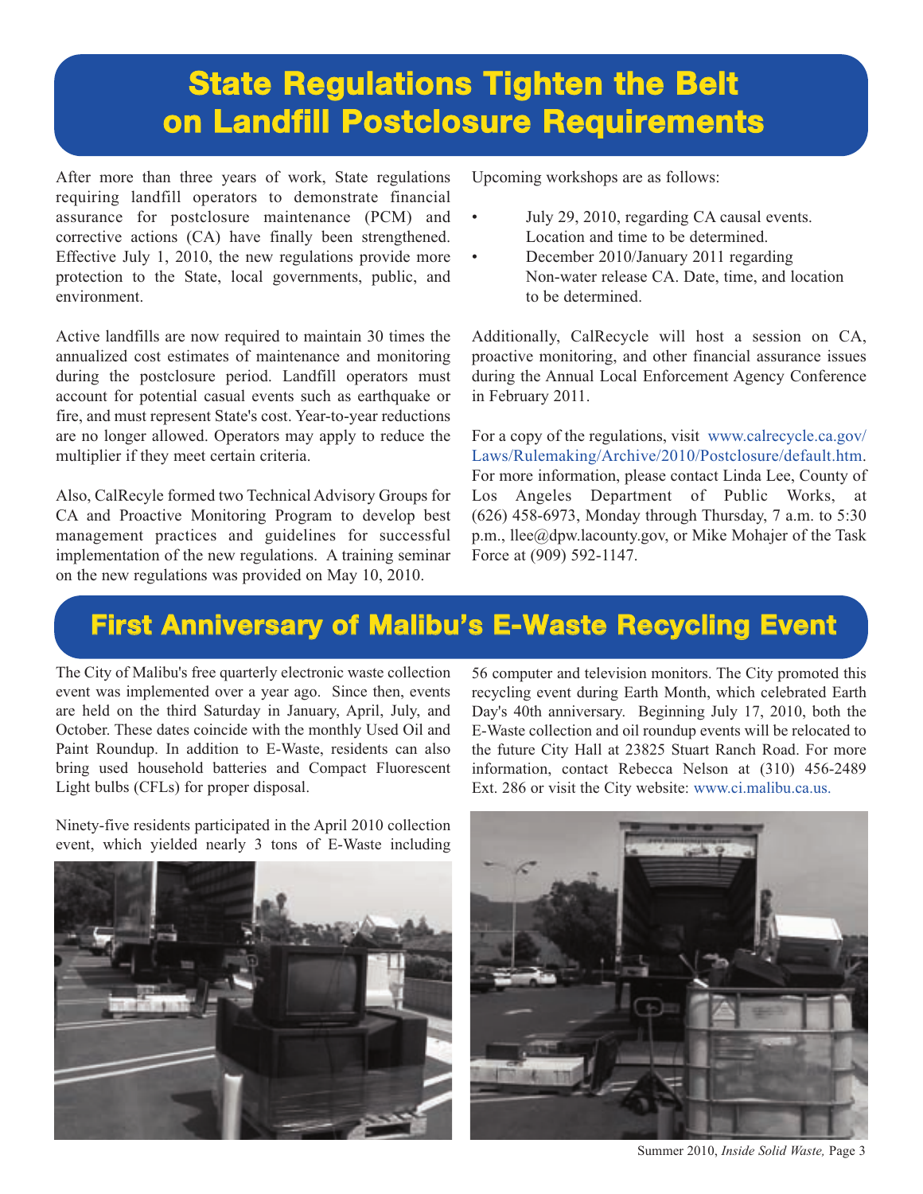# State Regulations Tighten the Belt on Landfill Postclosure Requirements

After more than three years of work, State regulations requiring landfill operators to demonstrate financial assurance for postclosure maintenance (PCM) and corrective actions (CA) have finally been strengthened. Effective July 1, 2010, the new regulations provide more protection to the State, local governments, public, and environment.

Active landfills are now required to maintain 30 times the annualized cost estimates of maintenance and monitoring during the postclosure period. Landfill operators must account for potential casual events such as earthquake or fire, and must represent State's cost. Year-to-year reductions are no longer allowed. Operators may apply to reduce the multiplier if they meet certain criteria.

Also, CalRecyle formed two Technical Advisory Groups for CA and Proactive Monitoring Program to develop best management practices and guidelines for successful implementation of the new regulations. A training seminar on the new regulations was provided on May 10, 2010.

Upcoming workshops are as follows:

- July 29, 2010, regarding CA causal events. Location and time to be determined.
- December 2010/January 2011 regarding Non-water release CA. Date, time, and location to be determined.

Additionally, CalRecycle will host a session on CA, proactive monitoring, and other financial assurance issues during the Annual Local Enforcement Agency Conference in February 2011.

For a copy of the regulations, visit www.calrecycle.ca.gov/Laws/Rulemaking/Archive/2010/Postclosure/default.htm. For more information, please contact Linda Lee, County of Los Angeles Department of Public Works, at (626) 458-6973, Monday through Thursday, 7 a.m. to 5:30 p.m., llee@dpw.lacounty.gov, or Mike Mohajer of the Task Force at (909) 592-1147.

# First Anniversary of Malibu's E-Waste Recycling Event

The City of Malibu's free quarterly electronic waste collection event was implemented over a year ago. Since then, events are held on the third Saturday in January, April, July, and October. These dates coincide with the monthly Used Oil and Paint Roundup. In addition to E-Waste, residents can also bring used household batteries and Compact Fluorescent Light bulbs (CFLs) for proper disposal.

Ninety-five residents participated in the April 2010 collection event, which yielded nearly 3 tons of E-Waste including 56 computer and television monitors. The City promoted this recycling event during Earth Month, which celebrated Earth Day's 40th anniversary. Beginning July 17, 2010, both the E-Waste collection and oil roundup events will be relocated to the future City Hall at 23825 Stuart Ranch Road. For more information, contact Rebecca Nelson at (310) 456-2489 Ext. 286 or visit the City website: www.ci.malibu.ca.us.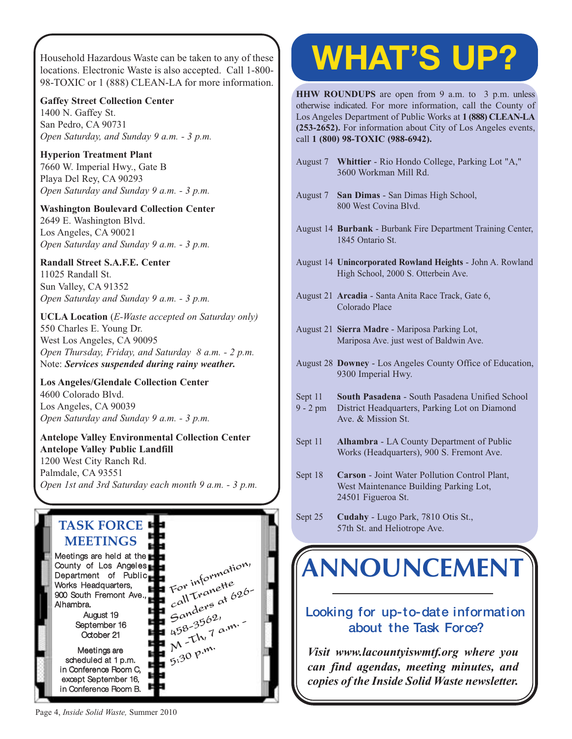Household Hazardous Waste can be taken to any of these locations. Electronic Waste is also accepted. Call 1-800-98-TOXIC or 1 (888) CLEAN-LA for more information.

**Gaffey Street Collection Center**
1400 N. Gaffey St.
San Pedro, CA 90731
*Open Saturday, and Sunday 9 a.m. - 3 p.m.*

**Hyperion Treatment Plant**
7660 W. Imperial Hwy., Gate B
Playa Del Rey, CA 90293
*Open Saturday and Sunday 9 a.m. - 3 p.m.*

**Washington Boulevard Collection Center**
2649 E. Washington Blvd.
Los Angeles, CA 90021
*Open Saturday and Sunday 9 a.m. - 3 p.m.*

**Randall Street S.A.F.E. Center**
11025 Randall St.
Sun Valley, CA 91352
*Open Saturday and Sunday 9 a.m. - 3 p.m.*

**UCLA Location** (*E-Waste accepted on Saturday only)*
550 Charles E. Young Dr.
West Los Angeles, CA 90095
*Open Thursday, Friday, and Saturday 8 a.m. - 2 p.m.*
Note: ***Services suspended during rainy weather.***

**Los Angeles/Glendale Collection Center**
4600 Colorado Blvd.
Los Angeles, CA 90039
*Open Saturday and Sunday 9 a.m. - 3 p.m.*

**Antelope Valley Environmental Collection Center**
**Antelope Valley Public Landfill**
1200 West City Ranch Rd.
Palmdale, CA 93551
*Open 1st and 3rd Saturday each month 9 a.m. - 3 p.m.*

## TASK FORCE MEETINGS

Meetings are held at the County of Los Angeles Department of Public Works Headquarters, 900 South Fremont Ave., Alhambra.

August 19
September 16
October 21

Meetings are scheduled at 1 p.m. in Conference Room C, except September 16, in Conference Room B.

For information, call Tranette Sanders at 626-458-3562, M -Th, 7 a.m. - 5:30 p.m.

# WHAT'S UP?

**HHW ROUNDUPS** are open from 9 a.m. to 3 p.m. unless otherwise indicated. For more information, call the County of Los Angeles Department of Public Works at **1 (888) CLEAN-LA (253-2652).** For information about City of Los Angeles events, call **1 (800) 98-TOXIC (988-6942).**

August 7 **Whittier** - Rio Hondo College, Parking Lot "A," 3600 Workman Mill Rd.

August 7 **San Dimas** - San Dimas High School, 800 West Covina Blvd.

August 14 **Burbank** - Burbank Fire Department Training Center, 1845 Ontario St.

August 14 **Unincorporated Rowland Heights** - John A. Rowland High School, 2000 S. Otterbein Ave.

August 21 **Arcadia** - Santa Anita Race Track, Gate 6, Colorado Place

August 21 **Sierra Madre** - Mariposa Parking Lot, Mariposa Ave. just west of Baldwin Ave.

August 28 **Downey** - Los Angeles County Office of Education, 9300 Imperial Hwy.

Sept 11, 9 - 2 pm **South Pasadena** - South Pasadena Unified School District Headquarters, Parking Lot on Diamond Ave. & Mission St.

Sept 11 **Alhambra** - LA County Department of Public Works (Headquarters), 900 S. Fremont Ave.

Sept 18 **Carson** - Joint Water Pollution Control Plant, West Maintenance Building Parking Lot, 24501 Figueroa St.

Sept 25 **Cudahy** - Lugo Park, 7810 Otis St., 57th St. and Heliotrope Ave.

# ANNOUNCEMENT

### Looking for up-to-date information about the Task Force?

***Visit www.lacountyiswmtf.org where you can find agendas, meeting minutes, and copies of the Inside Solid Waste newsletter.***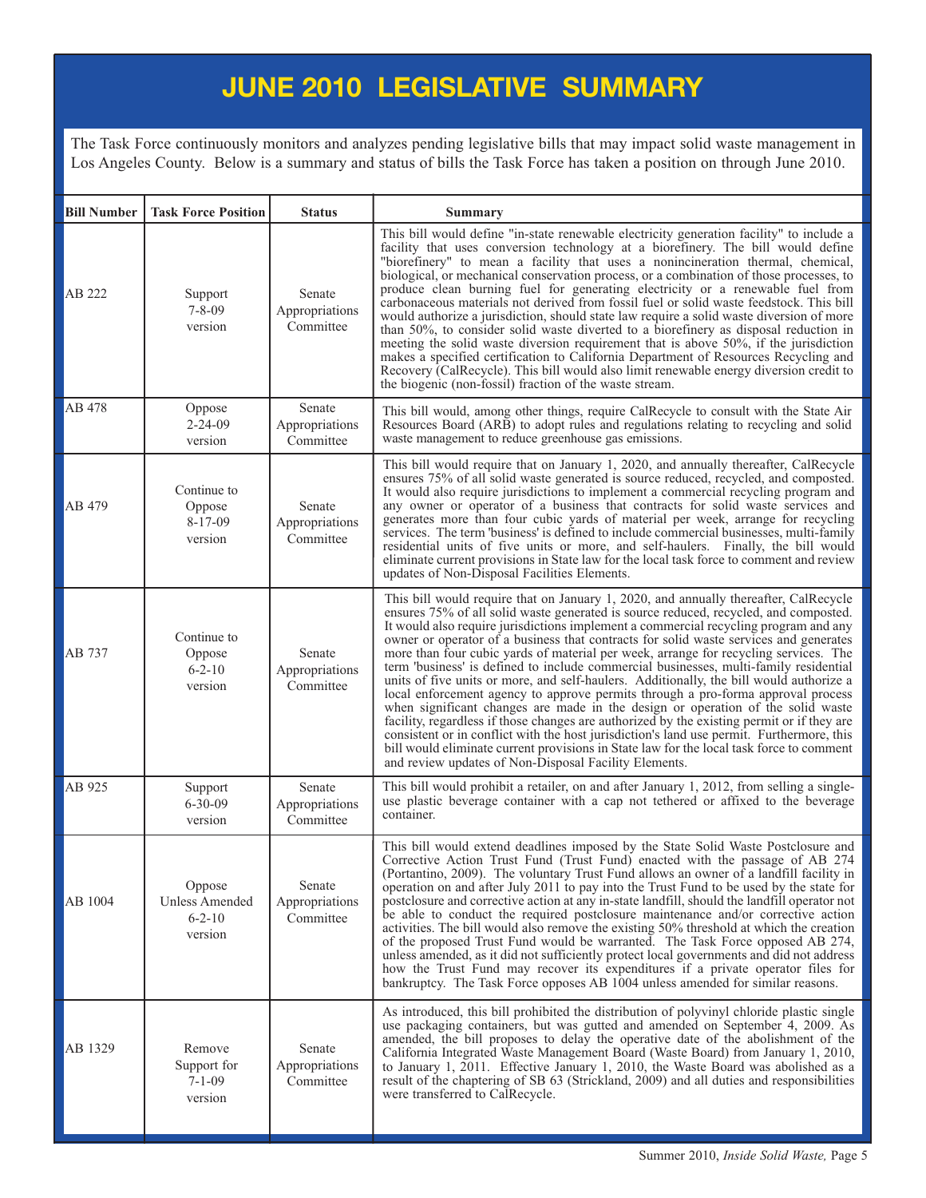# JUNE 2010 LEGISLATIVE SUMMARY

The Task Force continuously monitors and analyzes pending legislative bills that may impact solid waste management in Los Angeles County. Below is a summary and status of bills the Task Force has taken a position on through June 2010.

| Bill Number | Task Force Position | Status | Summary |
|---|---|---|---|
| AB 222 | Support 7-8-09 version | Senate Appropriations Committee | This bill would define "in-state renewable electricity generation facility" to include a facility that uses conversion technology at a biorefinery. The bill would define "biorefinery" to mean a facility that uses a nonincineration thermal, chemical, biological, or mechanical conservation process, or a combination of those processes, to produce clean burning fuel for generating electricity or a renewable fuel from carbonaceous materials not derived from fossil fuel or solid waste feedstock. This bill would authorize a jurisdiction, should state law require a solid waste diversion of more than 50%, to consider solid waste diverted to a biorefinery as disposal reduction in meeting the solid waste diversion requirement that is above 50%, if the jurisdiction makes a specified certification to California Department of Resources Recycling and Recovery (CalRecycle). This bill would also limit renewable energy diversion credit to the biogenic (non-fossil) fraction of the waste stream. |
| AB 478 | Oppose 2-24-09 version | Senate Appropriations Committee | This bill would, among other things, require CalRecycle to consult with the State Air Resources Board (ARB) to adopt rules and regulations relating to recycling and solid waste management to reduce greenhouse gas emissions. |
| AB 479 | Continue to Oppose 8-17-09 version | Senate Appropriations Committee | This bill would require that on January 1, 2020, and annually thereafter, CalRecycle ensures 75% of all solid waste generated is source reduced, recycled, and composted. It would also require jurisdictions to implement a commercial recycling program and any owner or operator of a business that contracts for solid waste services and generates more than four cubic yards of material per week, arrange for recycling services. The term 'business' is defined to include commercial businesses, multi-family residential units of five units or more, and self-haulers. Finally, the bill would eliminate current provisions in State law for the local task force to comment and review updates of Non-Disposal Facilities Elements. |
| AB 737 | Continue to Oppose 6-2-10 version | Senate Appropriations Committee | This bill would require that on January 1, 2020, and annually thereafter, CalRecycle ensures 75% of all solid waste generated is source reduced, recycled, and composted. It would also require jurisdictions implement a commercial recycling program and any owner or operator of a business that contracts for solid waste services and generates more than four cubic yards of material per week, arrange for recycling services. The term 'business' is defined to include commercial businesses, multi-family residential units of five units or more, and self-haulers. Additionally, the bill would authorize a local enforcement agency to approve permits through a pro-forma approval process when significant changes are made in the design or operation of the solid waste facility, regardless if those changes are authorized by the existing permit or if they are consistent or in conflict with the host jurisdiction's land use permit. Furthermore, this bill would eliminate current provisions in State law for the local task force to comment and review updates of Non-Disposal Facility Elements. |
| AB 925 | Support 6-30-09 version | Senate Appropriations Committee | This bill would prohibit a retailer, on and after January 1, 2012, from selling a single-use plastic beverage container with a cap not tethered or affixed to the beverage container. |
| AB 1004 | Oppose Unless Amended 6-2-10 version | Senate Appropriations Committee | This bill would extend deadlines imposed by the State Solid Waste Postclosure and Corrective Action Trust Fund (Trust Fund) enacted with the passage of AB 274 (Portantino, 2009). The voluntary Trust Fund allows an owner of a landfill facility in operation on and after July 2011 to pay into the Trust Fund to be used by the state for postclosure and corrective action at any in-state landfill, should the landfill operator not be able to conduct the required postclosure maintenance and/or corrective action activities. The bill would also remove the existing 50% threshold at which the creation of the proposed Trust Fund would be warranted. The Task Force opposed AB 274, unless amended, as it did not sufficiently protect local governments and did not address how the Trust Fund may recover its expenditures if a private operator files for bankruptcy. The Task Force opposes AB 1004 unless amended for similar reasons. |
| AB 1329 | Remove Support for 7-1-09 version | Senate Appropriations Committee | As introduced, this bill prohibited the distribution of polyvinyl chloride plastic single use packaging containers, but was gutted and amended on September 4, 2009. As amended, the bill proposes to delay the operative date of the abolishment of the California Integrated Waste Management Board (Waste Board) from January 1, 2010, to January 1, 2011. Effective January 1, 2010, the Waste Board was abolished as a result of the chaptering of SB 63 (Strickland, 2009) and all duties and responsibilities were transferred to CalRecycle. |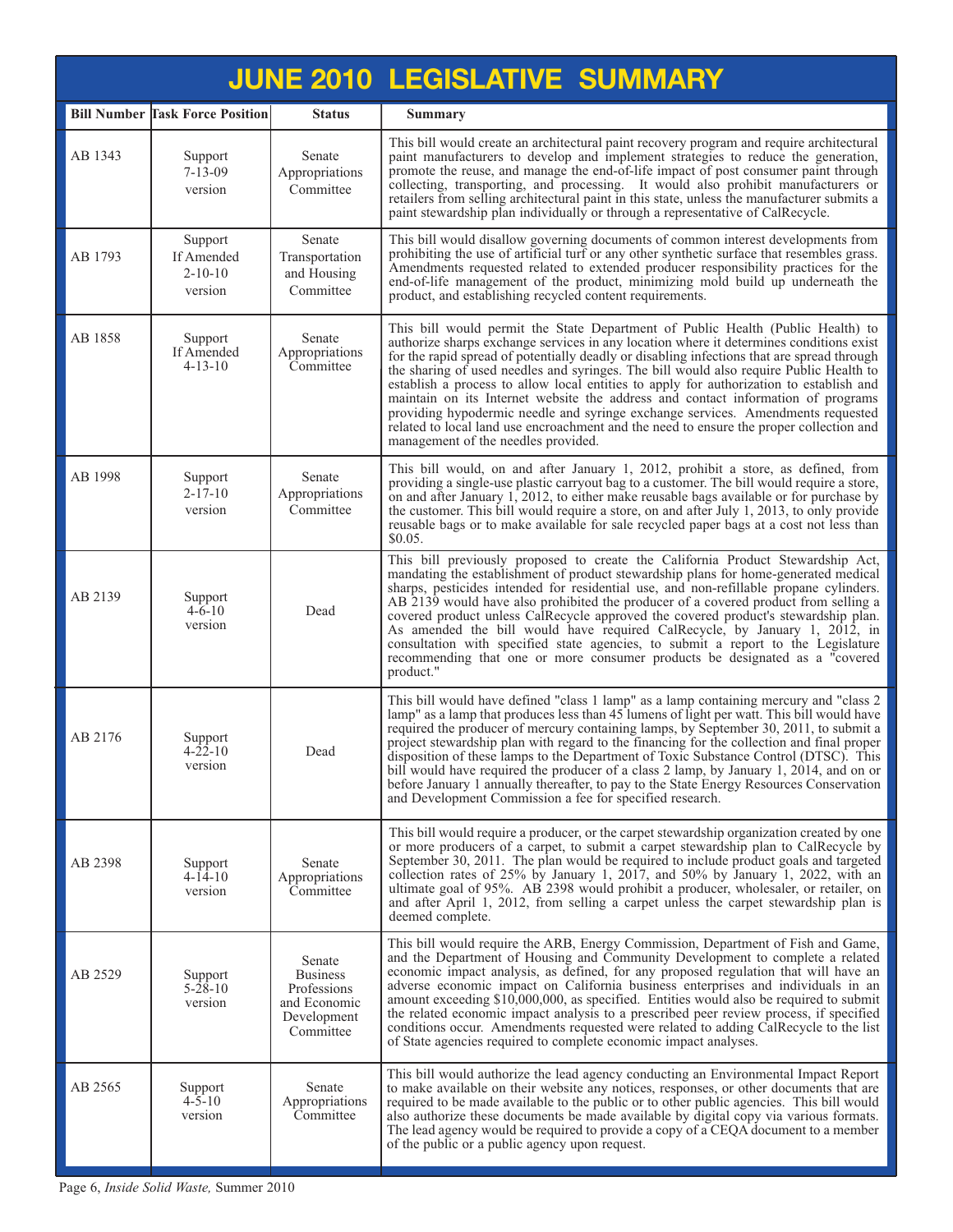# JUNE 2010 LEGISLATIVE SUMMARY

| Bill Number | Task Force Position | Status | Summary |
|---|---|---|---|
| AB 1343 | Support 7-13-09 version | Senate Appropriations Committee | This bill would create an architectural paint recovery program and require architectural paint manufacturers to develop and implement strategies to reduce the generation, promote the reuse, and manage the end-of-life impact of post consumer paint through collecting, transporting, and processing. It would also prohibit manufacturers or retailers from selling architectural paint in this state, unless the manufacturer submits a paint stewardship plan individually or through a representative of CalRecycle. |
| AB 1793 | Support If Amended 2-10-10 version | Senate Transportation and Housing Committee | This bill would disallow governing documents of common interest developments from prohibiting the use of artificial turf or any other synthetic surface that resembles grass. Amendments requested related to extended producer responsibility practices for the end-of-life management of the product, minimizing mold build up underneath the product, and establishing recycled content requirements. |
| AB 1858 | Support If Amended 4-13-10 | Senate Appropriations Committee | This bill would permit the State Department of Public Health (Public Health) to authorize sharps exchange services in any location where it determines conditions exist for the rapid spread of potentially deadly or disabling infections that are spread through the sharing of used needles and syringes. The bill would also require Public Health to establish a process to allow local entities to apply for authorization to establish and maintain on its Internet website the address and contact information of programs providing hypodermic needle and syringe exchange services. Amendments requested related to local land use encroachment and the need to ensure the proper collection and management of the needles provided. |
| AB 1998 | Support 2-17-10 version | Senate Appropriations Committee | This bill would, on and after January 1, 2012, prohibit a store, as defined, from providing a single-use plastic carryout bag to a customer. The bill would require a store, on and after January 1, 2012, to either make reusable bags available or for purchase by the customer. This bill would require a store, on and after July 1, 2013, to only provide reusable bags or to make available for sale recycled paper bags at a cost not less than $0.05. |
| AB 2139 | Support 4-6-10 version | Dead | This bill previously proposed to create the California Product Stewardship Act, mandating the establishment of product stewardship plans for home-generated medical sharps, pesticides intended for residential use, and non-refillable propane cylinders. AB 2139 would have also prohibited the producer of a covered product from selling a covered product unless CalRecycle approved the covered product's stewardship plan. As amended the bill would have required CalRecycle, by January 1, 2012, in consultation with specified state agencies, to submit a report to the Legislature recommending that one or more consumer products be designated as a "covered product." |
| AB 2176 | Support 4-22-10 version | Dead | This bill would have defined "class 1 lamp" as a lamp containing mercury and "class 2 lamp" as a lamp that produces less than 45 lumens of light per watt. This bill would have required the producer of mercury containing lamps, by September 30, 2011, to submit a project stewardship plan with regard to the financing for the collection and final proper disposition of these lamps to the Department of Toxic Substance Control (DTSC). This bill would have required the producer of a class 2 lamp, by January 1, 2014, and on or before January 1 annually thereafter, to pay to the State Energy Resources Conservation and Development Commission a fee for specified research. |
| AB 2398 | Support 4-14-10 version | Senate Appropriations Committee | This bill would require a producer, or the carpet stewardship organization created by one or more producers of a carpet, to submit a carpet stewardship plan to CalRecycle by September 30, 2011. The plan would be required to include product goals and targeted collection rates of 25% by January 1, 2017, and 50% by January 1, 2022, with an ultimate goal of 95%. AB 2398 would prohibit a producer, wholesaler, or retailer, on and after April 1, 2012, from selling a carpet unless the carpet stewardship plan is deemed complete. |
| AB 2529 | Support 5-28-10 version | Senate Business Professions and Economic Development Committee | This bill would require the ARB, Energy Commission, Department of Fish and Game, and the Department of Housing and Community Development to complete a related economic impact analysis, as defined, for any proposed regulation that will have an adverse economic impact on California business enterprises and individuals in an amount exceeding $10,000,000, as specified. Entities would also be required to submit the related economic impact analysis to a prescribed peer review process, if specified conditions occur. Amendments requested were related to adding CalRecycle to the list of State agencies required to complete economic impact analyses. |
| AB 2565 | Support 4-5-10 version | Senate Appropriations Committee | This bill would authorize the lead agency conducting an Environmental Impact Report to make available on their website any notices, responses, or other documents that are required to be made available to the public or to other public agencies. This bill would also authorize these documents be made available by digital copy via various formats. The lead agency would be required to provide a copy of a CEQA document to a member of the public or a public agency upon request. |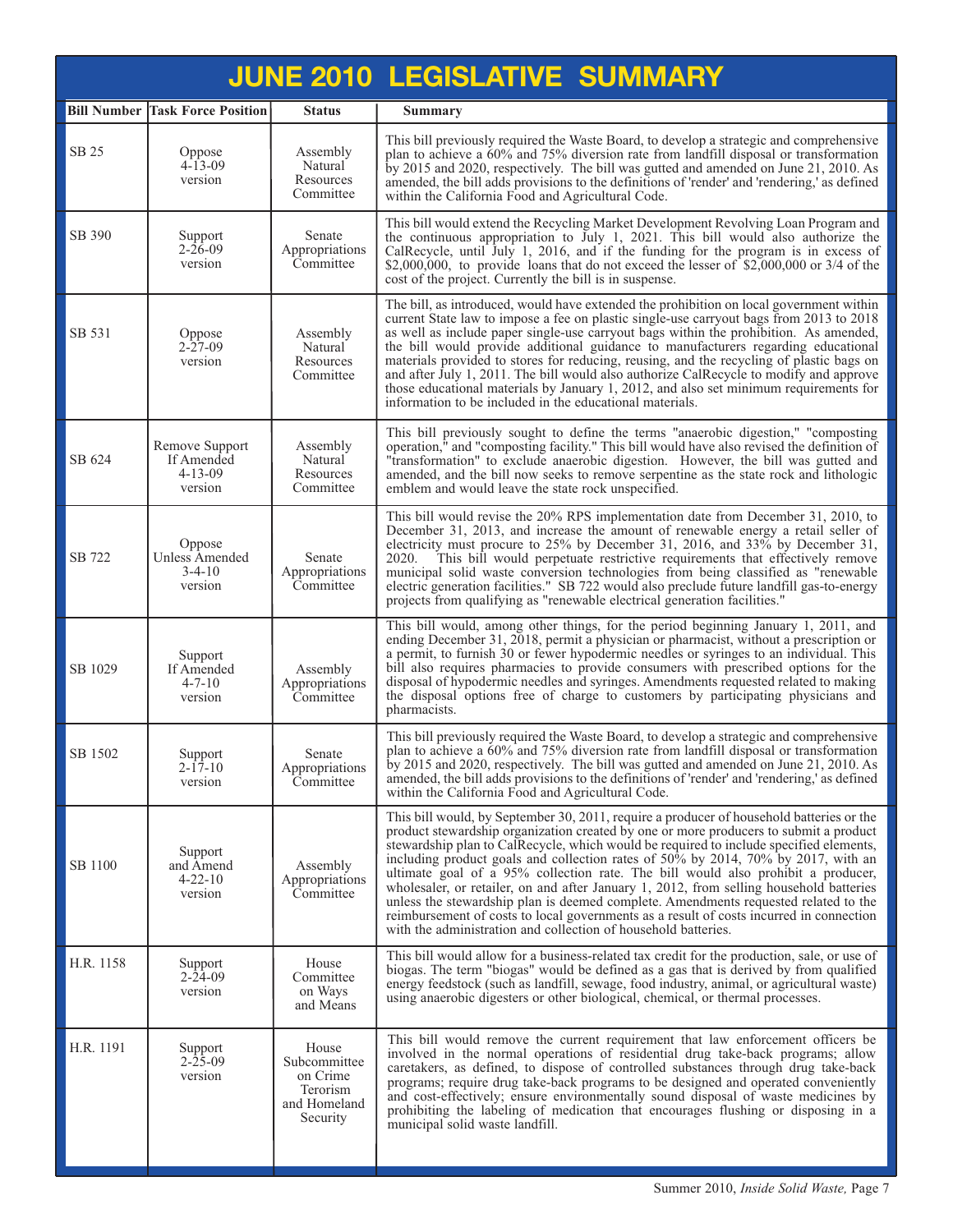# JUNE 2010 LEGISLATIVE SUMMARY

| Bill Number | Task Force Position | Status | Summary |
|---|---|---|---|
| SB 25 | Oppose 4-13-09 version | Assembly Natural Resources Committee | This bill previously required the Waste Board, to develop a strategic and comprehensive plan to achieve a 60% and 75% diversion rate from landfill disposal or transformation by 2015 and 2020, respectively. The bill was gutted and amended on June 21, 2010. As amended, the bill adds provisions to the definitions of 'render' and 'rendering,' as defined within the California Food and Agricultural Code. |
| SB 390 | Support 2-26-09 version | Senate Appropriations Committee | This bill would extend the Recycling Market Development Revolving Loan Program and the continuous appropriation to July 1, 2021. This bill would also authorize the CalRecycle, until July 1, 2016, and if the funding for the program is in excess of $2,000,000, to provide loans that do not exceed the lesser of $2,000,000 or 3/4 of the cost of the project. Currently the bill is in suspense. |
| SB 531 | Oppose 2-27-09 version | Assembly Natural Resources Committee | The bill, as introduced, would have extended the prohibition on local government within current State law to impose a fee on plastic single-use carryout bags from 2013 to 2018 as well as include paper single-use carryout bags within the prohibition. As amended, the bill would provide additional guidance to manufacturers regarding educational materials provided to stores for reducing, reusing, and the recycling of plastic bags on and after July 1, 2011. The bill would also authorize CalRecycle to modify and approve those educational materials by January 1, 2012, and also set minimum requirements for information to be included in the educational materials. |
| SB 624 | Remove Support If Amended 4-13-09 version | Assembly Natural Resources Committee | This bill previously sought to define the terms "anaerobic digestion," "composting operation," and "composting facility." This bill would have also revised the definition of "transformation" to exclude anaerobic digestion. However, the bill was gutted and amended, and the bill now seeks to remove serpentine as the state rock and lithologic emblem and would leave the state rock unspecified. |
| SB 722 | Oppose Unless Amended 3-4-10 version | Senate Appropriations Committee | This bill would revise the 20% RPS implementation date from December 31, 2010, to December 31, 2013, and increase the amount of renewable energy a retail seller of electricity must procure to 25% by December 31, 2016, and 33% by December 31, 2020. This bill would perpetuate restrictive requirements that effectively remove municipal solid waste conversion technologies from being classified as "renewable electric generation facilities." SB 722 would also preclude future landfill gas-to-energy projects from qualifying as "renewable electrical generation facilities." |
| SB 1029 | Support If Amended 4-7-10 version | Assembly Appropriations Committee | This bill would, among other things, for the period beginning January 1, 2011, and ending December 31, 2018, permit a physician or pharmacist, without a prescription or a permit, to furnish 30 or fewer hypodermic needles or syringes to an individual. This bill also requires pharmacies to provide consumers with prescribed options for the disposal of hypodermic needles and syringes. Amendments requested related to making the disposal options free of charge to customers by participating physicians and pharmacists. |
| SB 1502 | Support 2-17-10 version | Senate Appropriations Committee | This bill previously required the Waste Board, to develop a strategic and comprehensive plan to achieve a 60% and 75% diversion rate from landfill disposal or transformation by 2015 and 2020, respectively. The bill was gutted and amended on June 21, 2010. As amended, the bill adds provisions to the definitions of 'render' and 'rendering,' as defined within the California Food and Agricultural Code. |
| SB 1100 | Support and Amend 4-22-10 version | Assembly Appropriations Committee | This bill would, by September 30, 2011, require a producer of household batteries or the product stewardship organization created by one or more producers to submit a product stewardship plan to CalRecycle, which would be required to include specified elements, including product goals and collection rates of 50% by 2014, 70% by 2017, with an ultimate goal of a 95% collection rate. The bill would also prohibit a producer, wholesaler, or retailer, on and after January 1, 2012, from selling household batteries unless the stewardship plan is deemed complete. Amendments requested related to the reimbursement of costs to local governments as a result of costs incurred in connection with the administration and collection of household batteries. |
| H.R. 1158 | Support 2-24-09 version | House Committee on Ways and Means | This bill would allow for a business-related tax credit for the production, sale, or use of biogas. The term "biogas" would be defined as a gas that is derived by from qualified energy feedstock (such as landfill, sewage, food industry, animal, or agricultural waste) using anaerobic digesters or other biological, chemical, or thermal processes. |
| H.R. 1191 | Support 2-25-09 version | House Subcommittee on Crime Terorism and Homeland Security | This bill would remove the current requirement that law enforcement officers be involved in the normal operations of residential drug take-back programs; allow caretakers, as defined, to dispose of controlled substances through drug take-back programs; require drug take-back programs to be designed and operated conveniently and cost-effectively; ensure environmentally sound disposal of waste medicines by prohibiting the labeling of medication that encourages flushing or disposing in a municipal solid waste landfill. |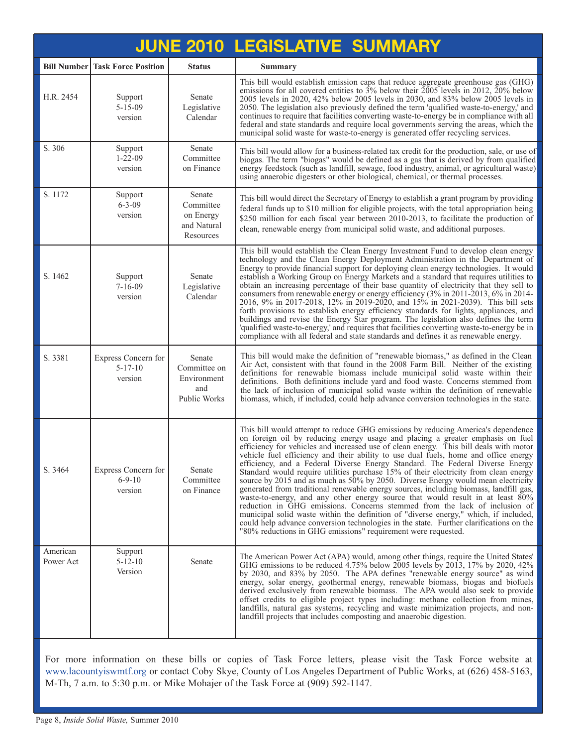# JUNE 2010 LEGISLATIVE SUMMARY

| Bill Number | Task Force Position | Status | Summary |
|---|---|---|---|
| H.R. 2454 | Support 5-15-09 version | Senate Legislative Calendar | This bill would establish emission caps that reduce aggregate greenhouse gas (GHG) emissions for all covered entities to 3% below their 2005 levels in 2012, 20% below 2005 levels in 2020, 42% below 2005 levels in 2030, and 83% below 2005 levels in 2050. The legislation also previously defined the term 'qualified waste-to-energy,' and continues to require that facilities converting waste-to-energy be in compliance with all federal and state standards and require local governments serving the areas, which the municipal solid waste for waste-to-energy is generated offer recycling services. |
| S. 306 | Support 1-22-09 version | Senate Committee on Finance | This bill would allow for a business-related tax credit for the production, sale, or use of biogas. The term "biogas" would be defined as a gas that is derived by from qualified energy feedstock (such as landfill, sewage, food industry, animal, or agricultural waste) using anaerobic digesters or other biological, chemical, or thermal processes. |
| S. 1172 | Support 6-3-09 version | Senate Committee on Energy and Natural Resources | This bill would direct the Secretary of Energy to establish a grant program by providing federal funds up to $10 million for eligible projects, with the total appropriation being $250 million for each fiscal year between 2010-2013, to facilitate the production of clean, renewable energy from municipal solid waste, and additional purposes. |
| S. 1462 | Support 7-16-09 version | Senate Legislative Calendar | This bill would establish the Clean Energy Investment Fund to develop clean energy technology and the Clean Energy Deployment Administration in the Department of Energy to provide financial support for deploying clean energy technologies. It would establish a Working Group on Energy Markets and a standard that requires utilities to obtain an increasing percentage of their base quantity of electricity that they sell to consumers from renewable energy or energy efficiency (3% in 2011-2013, 6% in 2014-2016, 9% in 2017-2018, 12% in 2019-2020, and 15% in 2021-2039). This bill sets forth provisions to establish energy efficiency standards for lights, appliances, and buildings and revise the Energy Star program. The legislation also defines the term 'qualified waste-to-energy,' and requires that facilities converting waste-to-energy be in compliance with all federal and state standards and defines it as renewable energy. |
| S. 3381 | Express Concern for 5-17-10 version | Senate Committee on Environment and Public Works | This bill would make the definition of "renewable biomass," as defined in the Clean Air Act, consistent with that found in the 2008 Farm Bill. Neither of the existing definitions for renewable biomass include municipal solid waste within their definitions. Both definitions include yard and food waste. Concerns stemmed from the lack of inclusion of municipal solid waste within the definition of renewable biomass, which, if included, could help advance conversion technologies in the state. |
| S. 3464 | Express Concern for 6-9-10 version | Senate Committee on Finance | This bill would attempt to reduce GHG emissions by reducing America's dependence on foreign oil by reducing energy usage and placing a greater emphasis on fuel efficiency for vehicles and increased use of clean energy. This bill deals with motor vehicle fuel efficiency and their ability to use dual fuels, home and office energy efficiency, and a Federal Diverse Energy Standard. The Federal Diverse Energy Standard would require utilities purchase 15% of their electricity from clean energy source by 2015 and as much as 50% by 2050. Diverse Energy would mean electricity generated from traditional renewable energy sources, including biomass, landfill gas, waste-to-energy, and any other energy source that would result in at least 80% reduction in GHG emissions. Concerns stemmed from the lack of inclusion of municipal solid waste within the definition of "diverse energy," which, if included, could help advance conversion technologies in the state. Further clarifications on the "80% reductions in GHG emissions" requirement were requested. |
| American Power Act | Support 5-12-10 Version | Senate | The American Power Act (APA) would, among other things, require the United States' GHG emissions to be reduced 4.75% below 2005 levels by 2013, 17% by 2020, 42% by 2030, and 83% by 2050. The APA defines "renewable energy source" as wind energy, solar energy, geothermal energy, renewable biomass, biogas and biofuels derived exclusively from renewable biomass. The APA would also seek to provide offset credits to eligible project types including: methane collection from mines, landfills, natural gas systems, recycling and waste minimization projects, and non-landfill projects that includes composting and anaerobic digestion. |

For more information on these bills or copies of Task Force letters, please visit the Task Force website at www.lacountyiswmtf.org or contact Coby Skye, County of Los Angeles Department of Public Works, at (626) 458-5163, M-Th, 7 a.m. to 5:30 p.m. or Mike Mohajer of the Task Force at (909) 592-1147.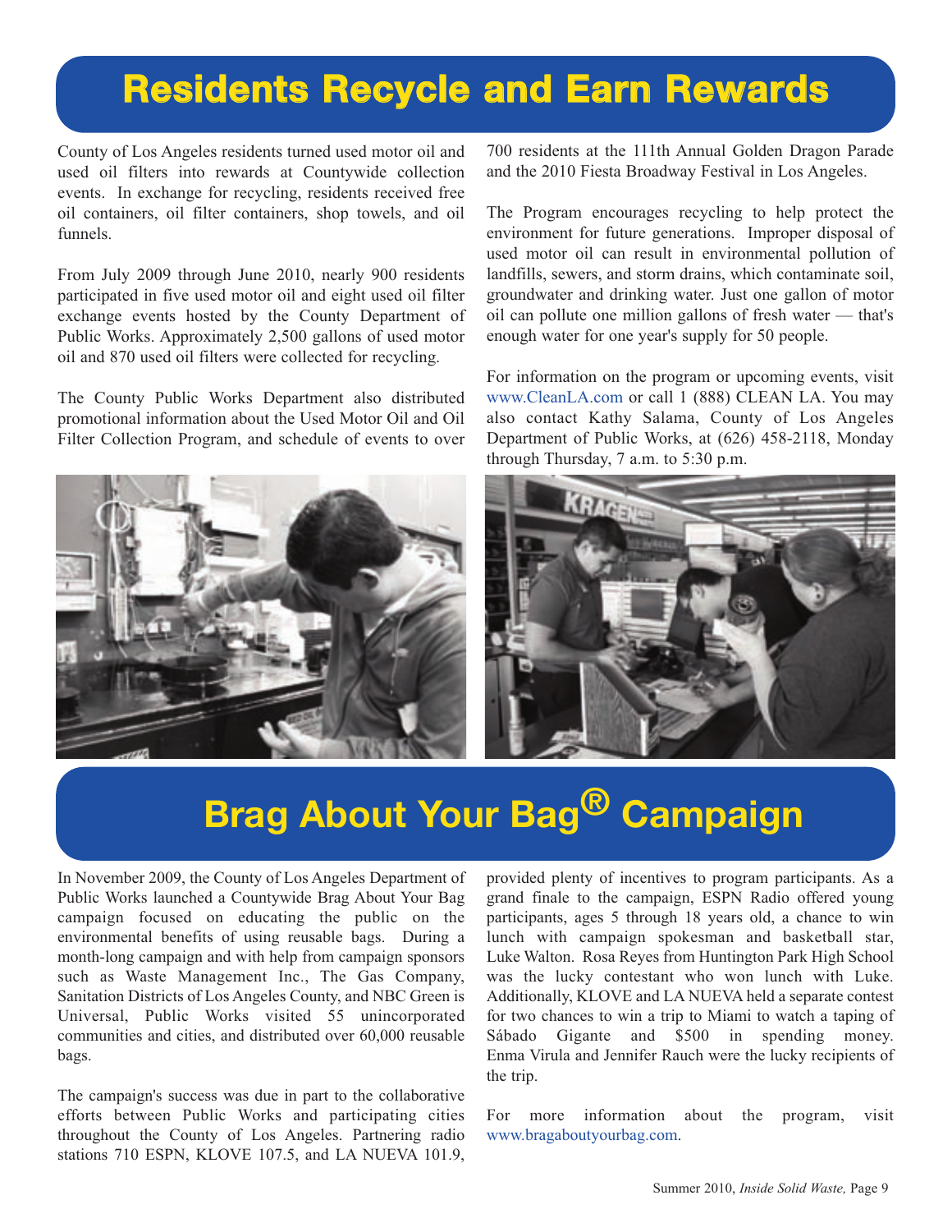# Residents Recycle and Earn Rewards

County of Los Angeles residents turned used motor oil and used oil filters into rewards at Countywide collection events. In exchange for recycling, residents received free oil containers, oil filter containers, shop towels, and oil funnels.

From July 2009 through June 2010, nearly 900 residents participated in five used motor oil and eight used oil filter exchange events hosted by the County Department of Public Works. Approximately 2,500 gallons of used motor oil and 870 used oil filters were collected for recycling.

The County Public Works Department also distributed promotional information about the Used Motor Oil and Oil Filter Collection Program, and schedule of events to over 700 residents at the 111th Annual Golden Dragon Parade and the 2010 Fiesta Broadway Festival in Los Angeles.

The Program encourages recycling to help protect the environment for future generations. Improper disposal of used motor oil can result in environmental pollution of landfills, sewers, and storm drains, which contaminate soil, groundwater and drinking water. Just one gallon of motor oil can pollute one million gallons of fresh water — that's enough water for one year's supply for 50 people.

For information on the program or upcoming events, visit www.CleanLA.com or call 1 (888) CLEAN LA. You may also contact Kathy Salama, County of Los Angeles Department of Public Works, at (626) 458-2118, Monday through Thursday, 7 a.m. to 5:30 p.m.

# Brag About Your Bag® Campaign

In November 2009, the County of Los Angeles Department of Public Works launched a Countywide Brag About Your Bag campaign focused on educating the public on the environmental benefits of using reusable bags. During a month-long campaign and with help from campaign sponsors such as Waste Management Inc., The Gas Company, Sanitation Districts of Los Angeles County, and NBC Green is Universal, Public Works visited 55 unincorporated communities and cities, and distributed over 60,000 reusable bags.

The campaign's success was due in part to the collaborative efforts between Public Works and participating cities throughout the County of Los Angeles. Partnering radio stations 710 ESPN, KLOVE 107.5, and LA NUEVA 101.9, provided plenty of incentives to program participants. As a grand finale to the campaign, ESPN Radio offered young participants, ages 5 through 18 years old, a chance to win lunch with campaign spokesman and basketball star, Luke Walton. Rosa Reyes from Huntington Park High School was the lucky contestant who won lunch with Luke. Additionally, KLOVE and LA NUEVA held a separate contest for two chances to win a trip to Miami to watch a taping of Sábado Gigante and $500 in spending money. Enma Virula and Jennifer Rauch were the lucky recipients of the trip.

For more information about the program, visit www.bragaboutyourbag.com.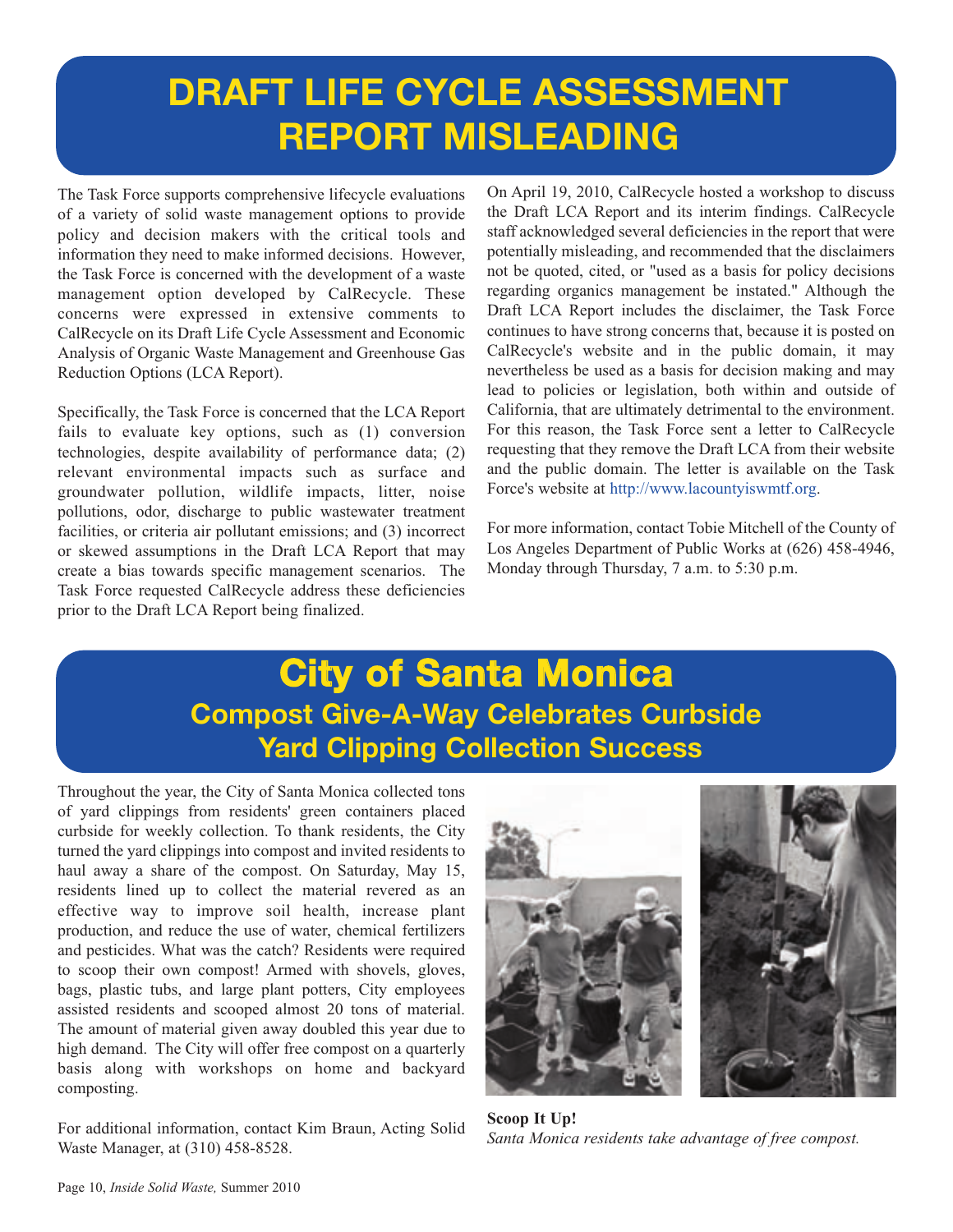# DRAFT LIFE CYCLE ASSESSMENT REPORT MISLEADING

The Task Force supports comprehensive lifecycle evaluations of a variety of solid waste management options to provide policy and decision makers with the critical tools and information they need to make informed decisions. However, the Task Force is concerned with the development of a waste management option developed by CalRecycle. These concerns were expressed in extensive comments to CalRecycle on its Draft Life Cycle Assessment and Economic Analysis of Organic Waste Management and Greenhouse Gas Reduction Options (LCA Report).

Specifically, the Task Force is concerned that the LCA Report fails to evaluate key options, such as (1) conversion technologies, despite availability of performance data; (2) relevant environmental impacts such as surface and groundwater pollution, wildlife impacts, litter, noise pollutions, odor, discharge to public wastewater treatment facilities, or criteria air pollutant emissions; and (3) incorrect or skewed assumptions in the Draft LCA Report that may create a bias towards specific management scenarios. The Task Force requested CalRecycle address these deficiencies prior to the Draft LCA Report being finalized.

On April 19, 2010, CalRecycle hosted a workshop to discuss the Draft LCA Report and its interim findings. CalRecycle staff acknowledged several deficiencies in the report that were potentially misleading, and recommended that the disclaimers not be quoted, cited, or "used as a basis for policy decisions regarding organics management be instated." Although the Draft LCA Report includes the disclaimer, the Task Force continues to have strong concerns that, because it is posted on CalRecycle's website and in the public domain, it may nevertheless be used as a basis for decision making and may lead to policies or legislation, both within and outside of California, that are ultimately detrimental to the environment. For this reason, the Task Force sent a letter to CalRecycle requesting that they remove the Draft LCA from their website and the public domain. The letter is available on the Task Force's website at http://www.lacountyiswmtf.org.

For more information, contact Tobie Mitchell of the County of Los Angeles Department of Public Works at (626) 458-4946, Monday through Thursday, 7 a.m. to 5:30 p.m.

# City of Santa Monica

## Compost Give-A-Way Celebrates Curbside Yard Clipping Collection Success

Throughout the year, the City of Santa Monica collected tons of yard clippings from residents' green containers placed curbside for weekly collection. To thank residents, the City turned the yard clippings into compost and invited residents to haul away a share of the compost. On Saturday, May 15, residents lined up to collect the material revered as an effective way to improve soil health, increase plant production, and reduce the use of water, chemical fertilizers and pesticides. What was the catch? Residents were required to scoop their own compost! Armed with shovels, gloves, bags, plastic tubs, and large plant potters, City employees assisted residents and scooped almost 20 tons of material. The amount of material given away doubled this year due to high demand. The City will offer free compost on a quarterly basis along with workshops on home and backyard composting.

For additional information, contact Kim Braun, Acting Solid Waste Manager, at (310) 458-8528.

**Scoop It Up!**
*Santa Monica residents take advantage of free compost.*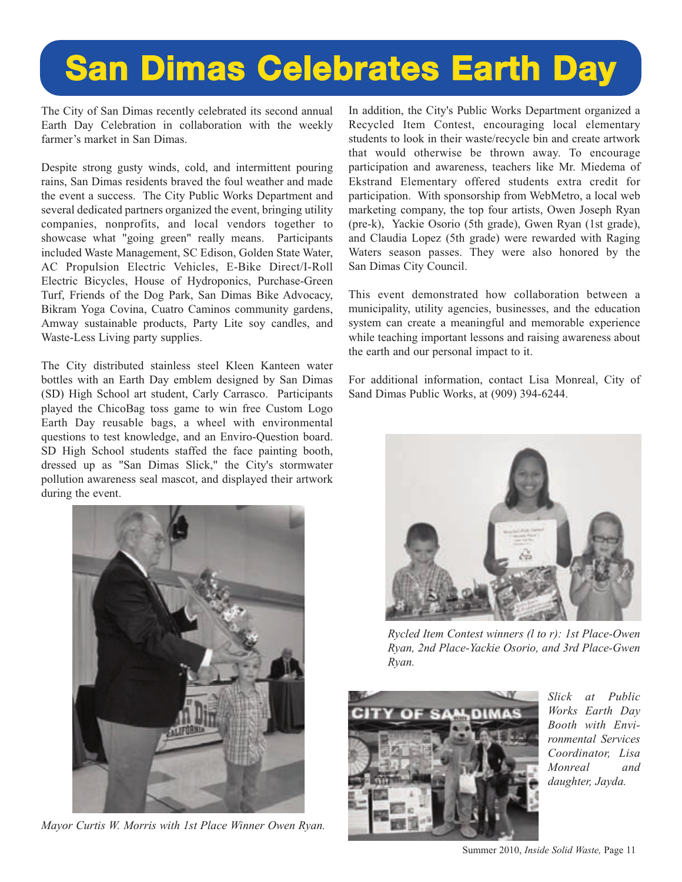# San Dimas Celebrates Earth Day

The City of San Dimas recently celebrated its second annual Earth Day Celebration in collaboration with the weekly farmer's market in San Dimas.

Despite strong gusty winds, cold, and intermittent pouring rains, San Dimas residents braved the foul weather and made the event a success. The City Public Works Department and several dedicated partners organized the event, bringing utility companies, nonprofits, and local vendors together to showcase what "going green" really means. Participants included Waste Management, SC Edison, Golden State Water, AC Propulsion Electric Vehicles, E-Bike Direct/I-Roll Electric Bicycles, House of Hydroponics, Purchase-Green Turf, Friends of the Dog Park, San Dimas Bike Advocacy, Bikram Yoga Covina, Cuatro Caminos community gardens, Amway sustainable products, Party Lite soy candles, and Waste-Less Living party supplies.

The City distributed stainless steel Kleen Kanteen water bottles with an Earth Day emblem designed by San Dimas (SD) High School art student, Carly Carrasco. Participants played the ChicoBag toss game to win free Custom Logo Earth Day reusable bags, a wheel with environmental questions to test knowledge, and an Enviro-Question board. SD High School students staffed the face painting booth, dressed up as "San Dimas Slick," the City's stormwater pollution awareness seal mascot, and displayed their artwork during the event.

*Mayor Curtis W. Morris with 1st Place Winner Owen Ryan.*

In addition, the City's Public Works Department organized a Recycled Item Contest, encouraging local elementary students to look in their waste/recycle bin and create artwork that would otherwise be thrown away. To encourage participation and awareness, teachers like Mr. Miedema of Ekstrand Elementary offered students extra credit for participation. With sponsorship from WebMetro, a local web marketing company, the top four artists, Owen Joseph Ryan (pre-k), Yackie Osorio (5th grade), Gwen Ryan (1st grade), and Claudia Lopez (5th grade) were rewarded with Raging Waters season passes. They were also honored by the San Dimas City Council.

This event demonstrated how collaboration between a municipality, utility agencies, businesses, and the education system can create a meaningful and memorable experience while teaching important lessons and raising awareness about the earth and our personal impact to it.

For additional information, contact Lisa Monreal, City of Sand Dimas Public Works, at (909) 394-6244.

*Rycled Item Contest winners (l to r): 1st Place-Owen Ryan, 2nd Place-Yackie Osorio, and 3rd Place-Gwen Ryan.*

*Slick at Public Works Earth Day Booth with Environmental Services Coordinator, Lisa Monreal and daughter, Jayda.*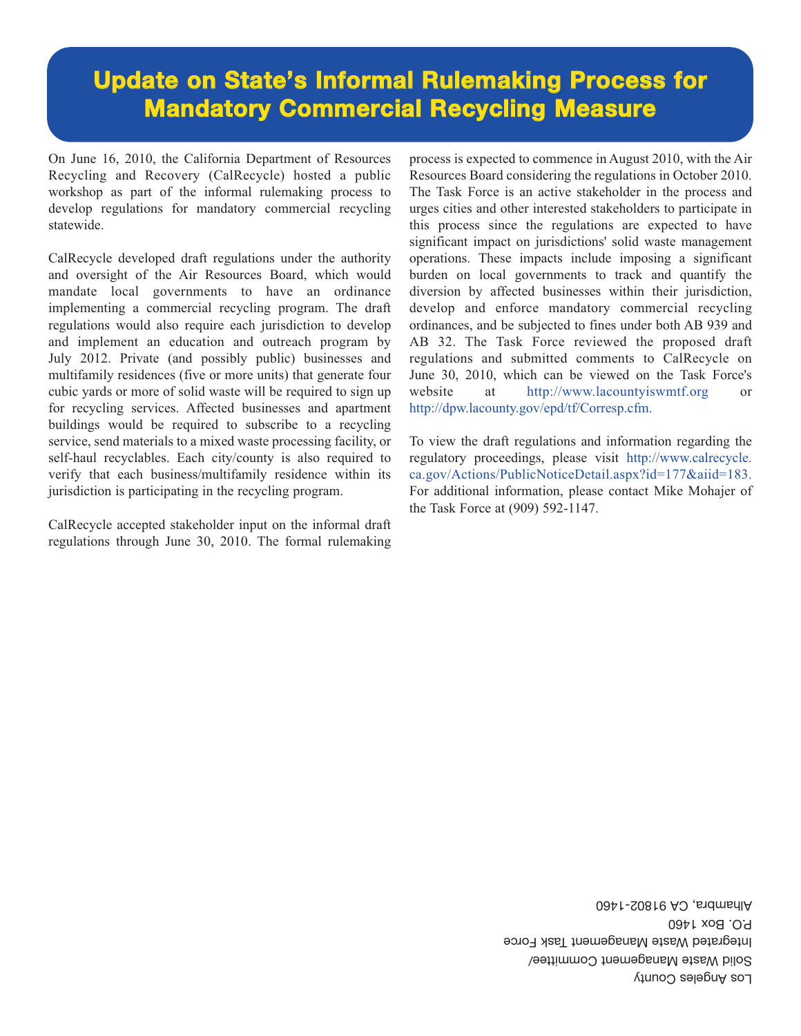# Update on State's Informal Rulemaking Process for Mandatory Commercial Recycling Measure

On June 16, 2010, the California Department of Resources Recycling and Recovery (CalRecycle) hosted a public workshop as part of the informal rulemaking process to develop regulations for mandatory commercial recycling statewide.

CalRecycle developed draft regulations under the authority and oversight of the Air Resources Board, which would mandate local governments to have an ordinance implementing a commercial recycling program. The draft regulations would also require each jurisdiction to develop and implement an education and outreach program by July 2012. Private (and possibly public) businesses and multifamily residences (five or more units) that generate four cubic yards or more of solid waste will be required to sign up for recycling services. Affected businesses and apartment buildings would be required to subscribe to a recycling service, send materials to a mixed waste processing facility, or self-haul recyclables. Each city/county is also required to verify that each business/multifamily residence within its jurisdiction is participating in the recycling program.

CalRecycle accepted stakeholder input on the informal draft regulations through June 30, 2010. The formal rulemaking process is expected to commence in August 2010, with the Air Resources Board considering the regulations in October 2010. The Task Force is an active stakeholder in the process and urges cities and other interested stakeholders to participate in this process since the regulations are expected to have significant impact on jurisdictions' solid waste management operations. These impacts include imposing a significant burden on local governments to track and quantify the diversion by affected businesses within their jurisdiction, develop and enforce mandatory commercial recycling ordinances, and be subjected to fines under both AB 939 and AB 32. The Task Force reviewed the proposed draft regulations and submitted comments to CalRecycle on June 30, 2010, which can be viewed on the Task Force's website at http://www.lacountyiswmtf.org or http://dpw.lacounty.gov/epd/tf/Corresp.cfm.

To view the draft regulations and information regarding the regulatory proceedings, please visit http://www.calrecycle.ca.gov/Actions/PublicNoticeDetail.aspx?id=177&aiid=183. For additional information, please contact Mike Mohajer of the Task Force at (909) 592-1147.

Los Angeles County
Solid Waste Management Committee/
Integrated Waste Management Task Force
P.O. Box 1460
Alhambra, CA 91802-1460